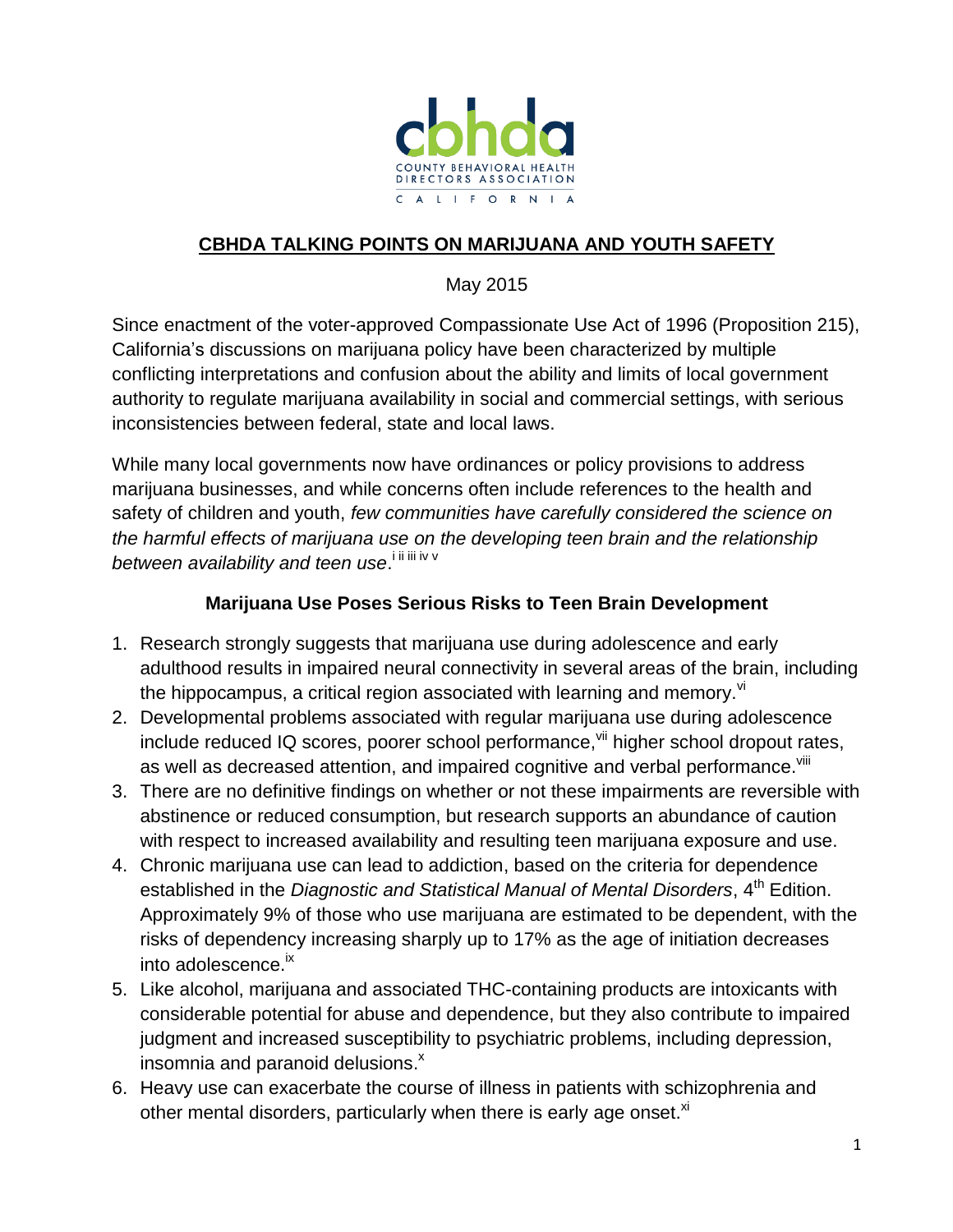cbhda

COUNTY BEHAVIORAL HEALTH DIRECTORS ASSOCIATION

CALIFORNIA

## CBHDA TALKING POINTS ON MARIJUANA AND YOUTH SAFETY

May 2015

Since enactment of the voter-approved Compassionate Use Act of 1996 (Proposition 215), California's discussions on marijuana policy have been characterized by multiple conflicting interpretations and confusion about the ability and limits of local government authority to regulate marijuana availability in social and commercial settings, with serious inconsistencies between federal, state and local laws.

While many local governments now have ordinances or policy provisions to address marijuana businesses, and while concerns often include references to the health and safety of children and youth, *few communities have carefully considered the science on the harmful effects of marijuana use on the developing teen brain and the relationship between availability and teen use*.[i ii iii iv v]

### Marijuana Use Poses Serious Risks to Teen Brain Development

1. Research strongly suggests that marijuana use during adolescence and early adulthood results in impaired neural connectivity in several areas of the brain, including the hippocampus, a critical region associated with learning and memory.[vi]
2. Developmental problems associated with regular marijuana use during adolescence include reduced IQ scores, poorer school performance,[vii] higher school dropout rates, as well as decreased attention, and impaired cognitive and verbal performance.[viii]
3. There are no definitive findings on whether or not these impairments are reversible with abstinence or reduced consumption, but research supports an abundance of caution with respect to increased availability and resulting teen marijuana exposure and use.
4. Chronic marijuana use can lead to addiction, based on the criteria for dependence established in the *Diagnostic and Statistical Manual of Mental Disorders*, 4th Edition. Approximately 9% of those who use marijuana are estimated to be dependent, with the risks of dependency increasing sharply up to 17% as the age of initiation decreases into adolescence.[ix]
5. Like alcohol, marijuana and associated THC-containing products are intoxicants with considerable potential for abuse and dependence, but they also contribute to impaired judgment and increased susceptibility to psychiatric problems, including depression, insomnia and paranoid delusions.[x]
6. Heavy use can exacerbate the course of illness in patients with schizophrenia and other mental disorders, particularly when there is early age onset.[xi]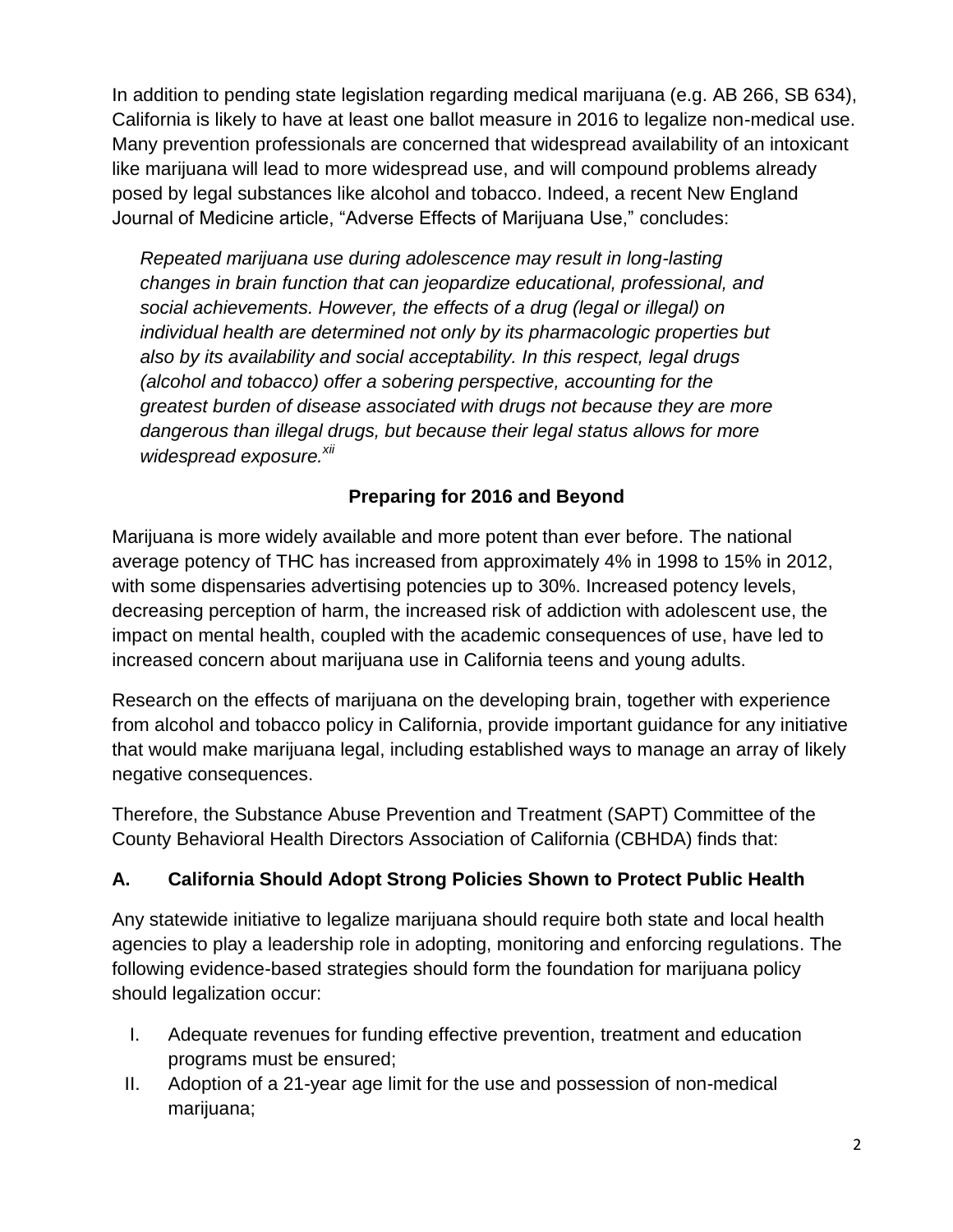In addition to pending state legislation regarding medical marijuana (e.g. AB 266, SB 634), California is likely to have at least one ballot measure in 2016 to legalize non-medical use. Many prevention professionals are concerned that widespread availability of an intoxicant like marijuana will lead to more widespread use, and will compound problems already posed by legal substances like alcohol and tobacco. Indeed, a recent New England Journal of Medicine article, "Adverse Effects of Marijuana Use," concludes:

> *Repeated marijuana use during adolescence may result in long-lasting changes in brain function that can jeopardize educational, professional, and social achievements. However, the effects of a drug (legal or illegal) on individual health are determined not only by its pharmacologic properties but also by its availability and social acceptability. In this respect, legal drugs (alcohol and tobacco) offer a sobering perspective, accounting for the greatest burden of disease associated with drugs not because they are more dangerous than illegal drugs, but because their legal status allows for more widespread exposure.*[xii]

## Preparing for 2016 and Beyond

Marijuana is more widely available and more potent than ever before. The national average potency of THC has increased from approximately 4% in 1998 to 15% in 2012, with some dispensaries advertising potencies up to 30%. Increased potency levels, decreasing perception of harm, the increased risk of addiction with adolescent use, the impact on mental health, coupled with the academic consequences of use, have led to increased concern about marijuana use in California teens and young adults.

Research on the effects of marijuana on the developing brain, together with experience from alcohol and tobacco policy in California, provide important guidance for any initiative that would make marijuana legal, including established ways to manage an array of likely negative consequences.

Therefore, the Substance Abuse Prevention and Treatment (SAPT) Committee of the County Behavioral Health Directors Association of California (CBHDA) finds that:

### A. California Should Adopt Strong Policies Shown to Protect Public Health

Any statewide initiative to legalize marijuana should require both state and local health agencies to play a leadership role in adopting, monitoring and enforcing regulations. The following evidence-based strategies should form the foundation for marijuana policy should legalization occur:

I. Adequate revenues for funding effective prevention, treatment and education programs must be ensured;

II. Adoption of a 21-year age limit for the use and possession of non-medical marijuana;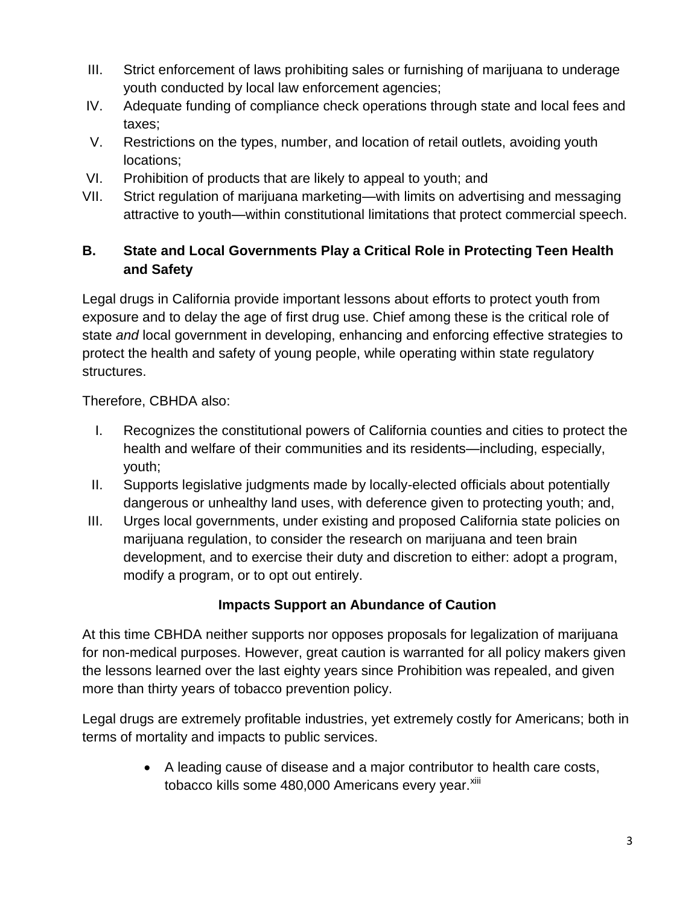III. Strict enforcement of laws prohibiting sales or furnishing of marijuana to underage youth conducted by local law enforcement agencies;
IV. Adequate funding of compliance check operations through state and local fees and taxes;
V. Restrictions on the types, number, and location of retail outlets, avoiding youth locations;
VI. Prohibition of products that are likely to appeal to youth; and
VII. Strict regulation of marijuana marketing—with limits on advertising and messaging attractive to youth—within constitutional limitations that protect commercial speech.

### B. State and Local Governments Play a Critical Role in Protecting Teen Health and Safety

Legal drugs in California provide important lessons about efforts to protect youth from exposure and to delay the age of first drug use. Chief among these is the critical role of state *and* local government in developing, enhancing and enforcing effective strategies to protect the health and safety of young people, while operating within state regulatory structures.

Therefore, CBHDA also:

I. Recognizes the constitutional powers of California counties and cities to protect the health and welfare of their communities and its residents—including, especially, youth;
II. Supports legislative judgments made by locally-elected officials about potentially dangerous or unhealthy land uses, with deference given to protecting youth; and,
III. Urges local governments, under existing and proposed California state policies on marijuana regulation, to consider the research on marijuana and teen brain development, and to exercise their duty and discretion to either: adopt a program, modify a program, or to opt out entirely.

### Impacts Support an Abundance of Caution

At this time CBHDA neither supports nor opposes proposals for legalization of marijuana for non-medical purposes. However, great caution is warranted for all policy makers given the lessons learned over the last eighty years since Prohibition was repealed, and given more than thirty years of tobacco prevention policy.

Legal drugs are extremely profitable industries, yet extremely costly for Americans; both in terms of mortality and impacts to public services.

- A leading cause of disease and a major contributor to health care costs, tobacco kills some 480,000 Americans every year.[xiii]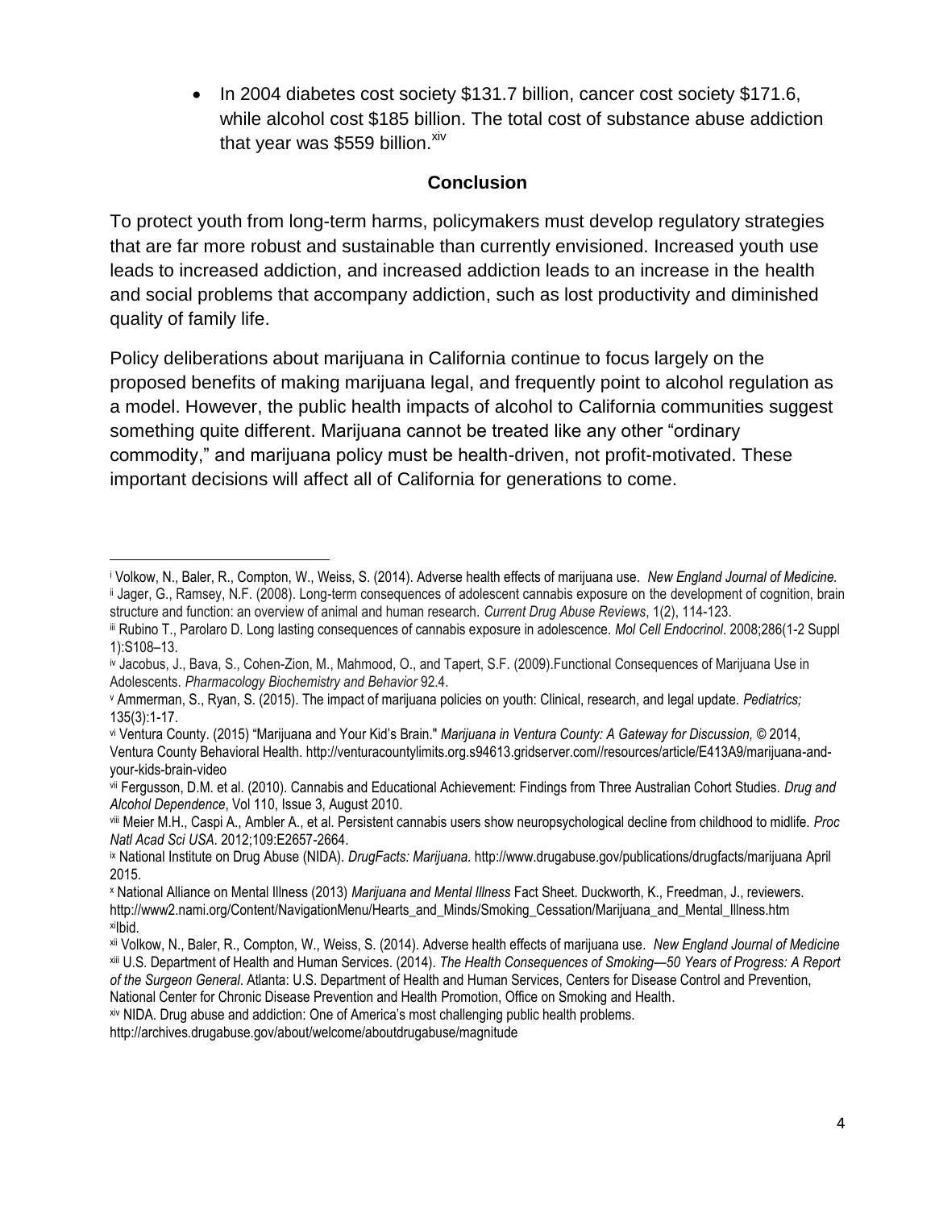- In 2004 diabetes cost society $131.7 billion, cancer cost society $171.6, while alcohol cost $185 billion. The total cost of substance abuse addiction that year was $559 billion.[xiv]

## Conclusion

To protect youth from long-term harms, policymakers must develop regulatory strategies that are far more robust and sustainable than currently envisioned. Increased youth use leads to increased addiction, and increased addiction leads to an increase in the health and social problems that accompany addiction, such as lost productivity and diminished quality of family life.

Policy deliberations about marijuana in California continue to focus largely on the proposed benefits of making marijuana legal, and frequently point to alcohol regulation as a model. However, the public health impacts of alcohol to California communities suggest something quite different. Marijuana cannot be treated like any other "ordinary commodity," and marijuana policy must be health-driven, not profit-motivated. These important decisions will affect all of California for generations to come.

---

[i] Volkow, N., Baler, R., Compton, W., Weiss, S. (2014). Adverse health effects of marijuana use. *New England Journal of Medicine.*

[ii] Jager, G., Ramsey, N.F. (2008). Long-term consequences of adolescent cannabis exposure on the development of cognition, brain structure and function: an overview of animal and human research. *Current Drug Abuse Reviews*, 1(2), 114-123.

[iii] Rubino T., Parolaro D. Long lasting consequences of cannabis exposure in adolescence. *Mol Cell Endocrinol*. 2008;286(1-2 Suppl 1):S108–13.

[iv] Jacobus, J., Bava, S., Cohen-Zion, M., Mahmood, O., and Tapert, S.F. (2009).Functional Consequences of Marijuana Use in Adolescents. *Pharmacology Biochemistry and Behavior* 92.4.

[v] Ammerman, S., Ryan, S. (2015). The impact of marijuana policies on youth: Clinical, research, and legal update. *Pediatrics;* 135(3):1-17.

[vi] Ventura County. (2015) "Marijuana and Your Kid's Brain." *Marijuana in Ventura County: A Gateway for Discussion,* © 2014, Ventura County Behavioral Health. http://venturacountylimits.org.s94613.gridserver.com//resources/article/E413A9/marijuana-and-your-kids-brain-video

[vii] Fergusson, D.M. et al. (2010). Cannabis and Educational Achievement: Findings from Three Australian Cohort Studies. *Drug and Alcohol Dependence*, Vol 110, Issue 3, August 2010.

[viii] Meier M.H., Caspi A., Ambler A., et al. Persistent cannabis users show neuropsychological decline from childhood to midlife. *Proc Natl Acad Sci USA*. 2012;109:E2657-2664.

[ix] National Institute on Drug Abuse (NIDA). *DrugFacts: Marijuana.* http://www.drugabuse.gov/publications/drugfacts/marijuana April 2015.

[x] National Alliance on Mental Illness (2013) *Marijuana and Mental Illness* Fact Sheet. Duckworth, K., Freedman, J., reviewers. http://www2.nami.org/Content/NavigationMenu/Hearts_and_Minds/Smoking_Cessation/Marijuana_and_Mental_Illness.htm

[xi] Ibid.

[xii] Volkow, N., Baler, R., Compton, W., Weiss, S. (2014). Adverse health effects of marijuana use. *New England Journal of Medicine*

[xiii] U.S. Department of Health and Human Services. (2014). *The Health Consequences of Smoking—50 Years of Progress: A Report of the Surgeon General*. Atlanta: U.S. Department of Health and Human Services, Centers for Disease Control and Prevention, National Center for Chronic Disease Prevention and Health Promotion, Office on Smoking and Health.

[xiv] NIDA. Drug abuse and addiction: One of America's most challenging public health problems. http://archives.drugabuse.gov/about/welcome/aboutdrugabuse/magnitude